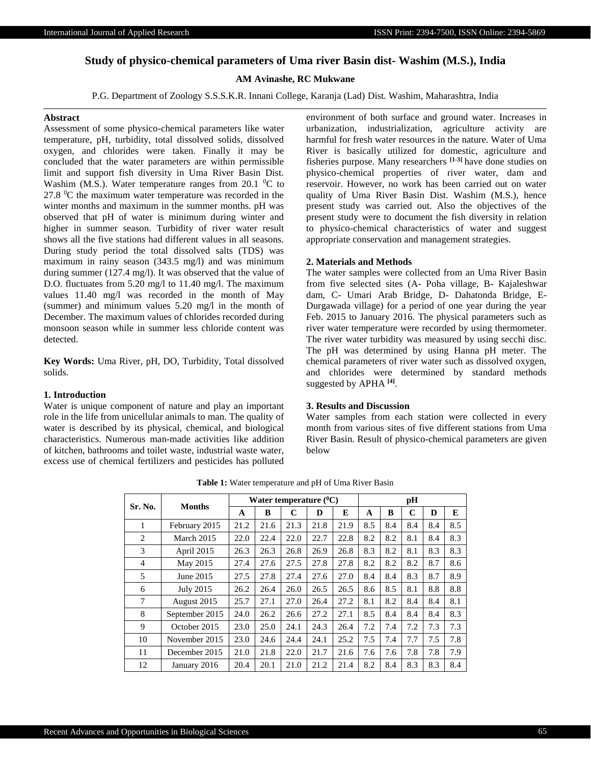# Study of physico-chemical parameters of Uma river Basin dist- Washim (M.S.), India

**AM Avinashe, RC Mukwane**

P.G. Department of Zoology S.S.S.K.R. Innani College, Karanja (Lad) Dist. Washim, Maharashtra, India

## Abstract

Assessment of some physico-chemical parameters like water temperature, pH, turbidity, total dissolved solids, dissolved oxygen, and chlorides were taken. Finally it may be concluded that the water parameters are within permissible limit and support fish diversity in Uma River Basin Dist. Washim (M.S.). Water temperature ranges from 20.1 $^0$C to 27.8 $^0$C the maximum water temperature was recorded in the winter months and maximum in the summer months. pH was observed that pH of water is minimum during winter and higher in summer season. Turbidity of river water result shows all the five stations had different values in all seasons. During study period the total dissolved salts (TDS) was maximum in rainy season (343.5 mg/l) and was minimum during summer (127.4 mg/l). It was observed that the value of D.O. fluctuates from 5.20 mg/l to 11.40 mg/l. The maximum values 11.40 mg/l was recorded in the month of May (summer) and minimum values 5.20 mg/l in the month of December. The maximum values of chlorides recorded during monsoon season while in summer less chloride content was detected.

**Key Words:** Uma River, pH, DO, Turbidity, Total dissolved solids.

## 1. Introduction

Water is unique component of nature and play an important role in the life from unicellular animals to man. The quality of water is described by its physical, chemical, and biological characteristics. Numerous man-made activities like addition of kitchen, bathrooms and toilet waste, industrial waste water, excess use of chemical fertilizers and pesticides has polluted environment of both surface and ground water. Increases in urbanization, industrialization, agriculture activity are harmful for fresh water resources in the nature. Water of Uma River is basically utilized for domestic, agriculture and fisheries purpose. Many researchers [1-3] have done studies on physico-chemical properties of river water, dam and reservoir. However, no work has been carried out on water quality of Uma River Basin Dist. Washim (M.S.), hence present study were carried out. Also the objectives of the present study were to document the fish diversity in relation to physico-chemical characteristics of water and suggest appropriate conservation and management strategies.

## 2. Materials and Methods

The water samples were collected from an Uma River Basin from five selected sites (A- Poha village, B- Kajaleshwar dam, C- Umari Arab Bridge, D- Dahatonda Bridge, E- Durgawada village) for a period of one year during the year Feb. 2015 to January 2016. The physical parameters such as river water temperature were recorded by using thermometer. The river water turbidity was measured by using secchi disc. The pH was determined by using Hanna pH meter. The chemical parameters of river water such as dissolved oxygen, and chlorides were determined by standard methods suggested by APHA [4].

## 3. Results and Discussion

Water samples from each station were collected in every month from various sites of five different stations from Uma River Basin. Result of physico-chemical parameters are given below

**Table 1:** Water temperature and pH of Uma River Basin

| Sr. No. | Months | Water temperature ($^0$C) | | | | | pH | | | | |
|---|---|---|---|---|---|---|---|---|---|---|---|
| | | A | B | C | D | E | A | B | C | D | E |
| 1 | February 2015 | 21.2 | 21.6 | 21.3 | 21.8 | 21.9 | 8.5 | 8.4 | 8.4 | 8.4 | 8.5 |
| 2 | March 2015 | 22.0 | 22.4 | 22.0 | 22.7 | 22.8 | 8.2 | 8.2 | 8.1 | 8.4 | 8.3 |
| 3 | April 2015 | 26.3 | 26.3 | 26.8 | 26.9 | 26.8 | 8.3 | 8.2 | 8.1 | 8.3 | 8.3 |
| 4 | May 2015 | 27.4 | 27.6 | 27.5 | 27.8 | 27.8 | 8.2 | 8.2 | 8.2 | 8.7 | 8.6 |
| 5 | June 2015 | 27.5 | 27.8 | 27.4 | 27.6 | 27.0 | 8.4 | 8.4 | 8.3 | 8.7 | 8.9 |
| 6 | July 2015 | 26.2 | 26.4 | 26.0 | 26.5 | 26.5 | 8.6 | 8.5 | 8.1 | 8.8 | 8.8 |
| 7 | August 2015 | 25.7 | 27.1 | 27.0 | 26.4 | 27.2 | 8.1 | 8.2 | 8.4 | 8.4 | 8.1 |
| 8 | September 2015 | 24.0 | 26.2 | 26.6 | 27.2 | 27.1 | 8.5 | 8.4 | 8.4 | 8.4 | 8.3 |
| 9 | October 2015 | 23.0 | 25.0 | 24.1 | 24.3 | 26.4 | 7.2 | 7.4 | 7.2 | 7.3 | 7.3 |
| 10 | November 2015 | 23.0 | 24.6 | 24.4 | 24.1 | 25.2 | 7.5 | 7.4 | 7.7 | 7.5 | 7.8 |
| 11 | December 2015 | 21.0 | 21.8 | 22.0 | 21.7 | 21.6 | 7.6 | 7.6 | 7.8 | 7.8 | 7.9 |
| 12 | January 2016 | 20.4 | 20.1 | 21.0 | 21.2 | 21.4 | 8.2 | 8.4 | 8.3 | 8.3 | 8.4 |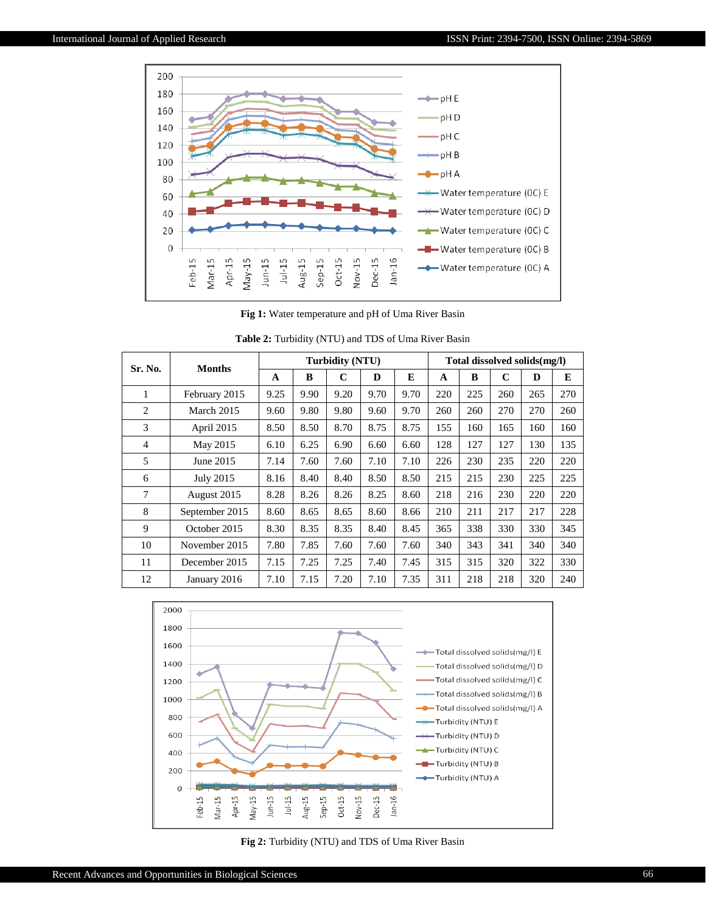Fig 1: Water temperature and pH of Uma River Basin

**Table 2:** Turbidity (NTU) and TDS of Uma River Basin

| Sr. No. | Months | Turbidity (NTU) | | | | | Total dissolved solids(mg/l) | | | | |
|---|---|---|---|---|---|---|---|---|---|---|---|
| | | A | B | C | D | E | A | B | C | D | E |
| 1 | February 2015 | 9.25 | 9.90 | 9.20 | 9.70 | 9.70 | 220 | 225 | 260 | 265 | 270 |
| 2 | March 2015 | 9.60 | 9.80 | 9.80 | 9.60 | 9.70 | 260 | 260 | 270 | 270 | 260 |
| 3 | April 2015 | 8.50 | 8.50 | 8.70 | 8.75 | 8.75 | 155 | 160 | 165 | 160 | 160 |
| 4 | May 2015 | 6.10 | 6.25 | 6.90 | 6.60 | 6.60 | 128 | 127 | 127 | 130 | 135 |
| 5 | June 2015 | 7.14 | 7.60 | 7.60 | 7.10 | 7.10 | 226 | 230 | 235 | 220 | 220 |
| 6 | July 2015 | 8.16 | 8.40 | 8.40 | 8.50 | 8.50 | 215 | 215 | 230 | 225 | 225 |
| 7 | August 2015 | 8.28 | 8.26 | 8.26 | 8.25 | 8.60 | 218 | 216 | 230 | 220 | 220 |
| 8 | September 2015 | 8.60 | 8.65 | 8.65 | 8.60 | 8.66 | 210 | 211 | 217 | 217 | 228 |
| 9 | October 2015 | 8.30 | 8.35 | 8.35 | 8.40 | 8.45 | 365 | 338 | 330 | 330 | 345 |
| 10 | November 2015 | 7.80 | 7.85 | 7.60 | 7.60 | 7.60 | 340 | 343 | 341 | 340 | 340 |
| 11 | December 2015 | 7.15 | 7.25 | 7.25 | 7.40 | 7.45 | 315 | 315 | 320 | 322 | 330 |
| 12 | January 2016 | 7.10 | 7.15 | 7.20 | 7.10 | 7.35 | 311 | 218 | 218 | 320 | 240 |

Fig 2: Turbidity (NTU) and TDS of Uma River Basin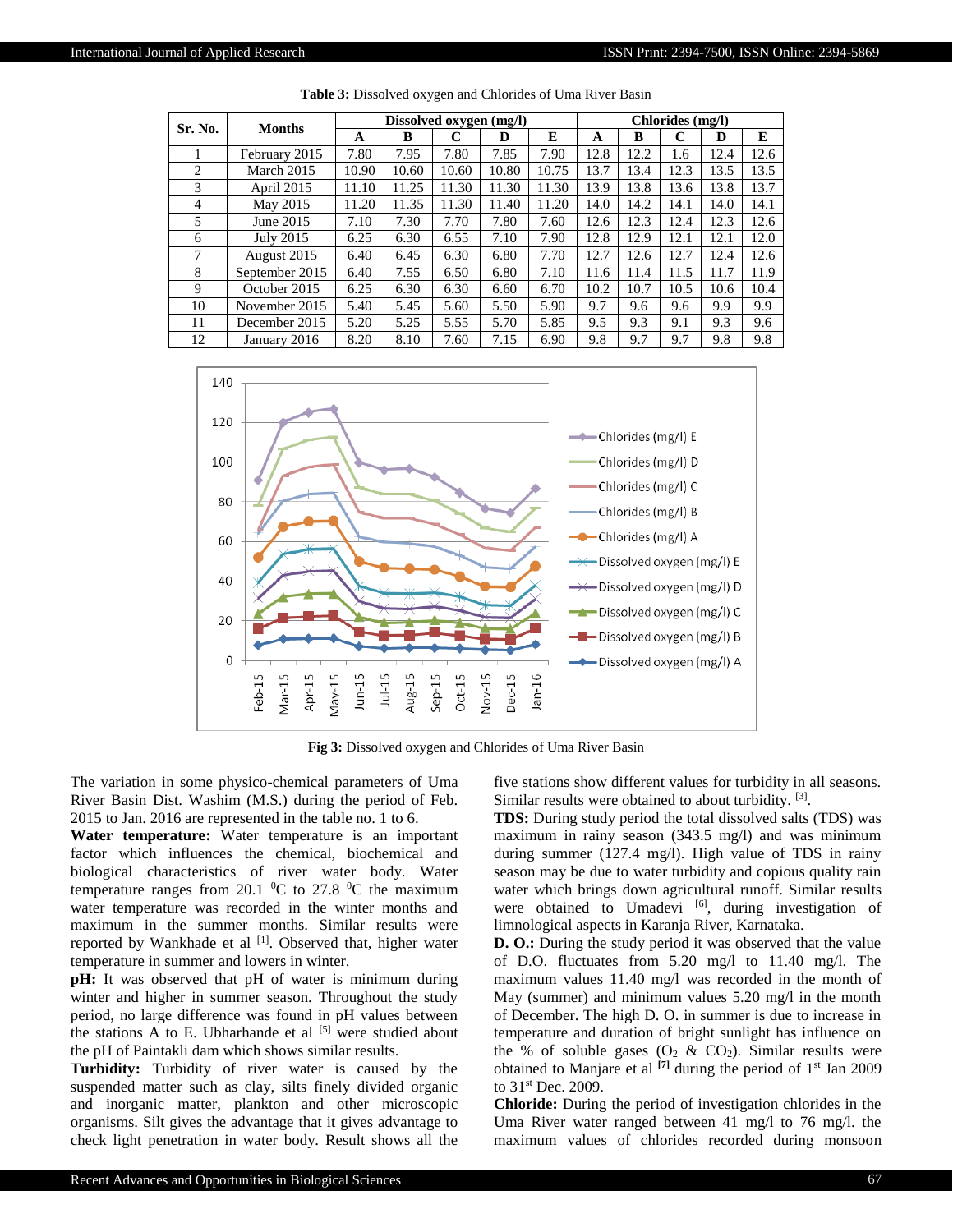**Table 3:** Dissolved oxygen and Chlorides of Uma River Basin

| Sr. No. | Months | Dissolved oxygen (mg/l) | | | | | Chlorides (mg/l) | | | | |
|---|---|---|---|---|---|---|---|---|---|---|---|
| | | A | B | C | D | E | A | B | C | D | E |
| 1 | February 2015 | 7.80 | 7.95 | 7.80 | 7.85 | 7.90 | 12.8 | 12.2 | 1.6 | 12.4 | 12.6 |
| 2 | March 2015 | 10.90 | 10.60 | 10.60 | 10.80 | 10.75 | 13.7 | 13.4 | 12.3 | 13.5 | 13.5 |
| 3 | April 2015 | 11.10 | 11.25 | 11.30 | 11.30 | 11.30 | 13.9 | 13.8 | 13.6 | 13.8 | 13.7 |
| 4 | May 2015 | 11.20 | 11.35 | 11.30 | 11.40 | 11.20 | 14.0 | 14.2 | 14.1 | 14.0 | 14.1 |
| 5 | June 2015 | 7.10 | 7.30 | 7.70 | 7.80 | 7.60 | 12.6 | 12.3 | 12.4 | 12.3 | 12.6 |
| 6 | July 2015 | 6.25 | 6.30 | 6.55 | 7.10 | 7.90 | 12.8 | 12.9 | 12.1 | 12.1 | 12.0 |
| 7 | August 2015 | 6.40 | 6.45 | 6.30 | 6.80 | 7.70 | 12.7 | 12.6 | 12.7 | 12.4 | 12.6 |
| 8 | September 2015 | 6.40 | 7.55 | 6.50 | 6.80 | 7.10 | 11.6 | 11.4 | 11.5 | 11.7 | 11.9 |
| 9 | October 2015 | 6.25 | 6.30 | 6.30 | 6.60 | 6.70 | 10.2 | 10.7 | 10.5 | 10.6 | 10.4 |
| 10 | November 2015 | 5.40 | 5.45 | 5.60 | 5.50 | 5.90 | 9.7 | 9.6 | 9.6 | 9.9 | 9.9 |
| 11 | December 2015 | 5.20 | 5.25 | 5.55 | 5.70 | 5.85 | 9.5 | 9.3 | 9.1 | 9.3 | 9.6 |
| 12 | January 2016 | 8.20 | 8.10 | 7.60 | 7.15 | 6.90 | 9.8 | 9.7 | 9.7 | 9.8 | 9.8 |

**Fig 3:** Dissolved oxygen and Chlorides of Uma River Basin

The variation in some physico-chemical parameters of Uma River Basin Dist. Washim (M.S.) during the period of Feb. 2015 to Jan. 2016 are represented in the table no. 1 to 6.

**Water temperature:** Water temperature is an important factor which influences the chemical, biochemical and biological characteristics of river water body. Water temperature ranges from 20.1 $^{0}$C to 27.8 $^{0}$C the maximum water temperature was recorded in the winter months and maximum in the summer months. Similar results were reported by Wankhade et al [1]. Observed that, higher water temperature in summer and lowers in winter.

**pH:** It was observed that pH of water is minimum during winter and higher in summer season. Throughout the study period, no large difference was found in pH values between the stations A to E. Ubharhande et al [5] were studied about the pH of Paintakli dam which shows similar results.

**Turbidity:** Turbidity of river water is caused by the suspended matter such as clay, silts finely divided organic and inorganic matter, plankton and other microscopic organisms. Silt gives the advantage that it gives advantage to check light penetration in water body. Result shows all the five stations show different values for turbidity in all seasons. Similar results were obtained to about turbidity. [3].

**TDS:** During study period the total dissolved salts (TDS) was maximum in rainy season (343.5 mg/l) and was minimum during summer (127.4 mg/l). High value of TDS in rainy season may be due to water turbidity and copious quality rain water which brings down agricultural runoff. Similar results were obtained to Umadevi [6], during investigation of limnological aspects in Karanja River, Karnataka.

**D. O.:** During the study period it was observed that the value of D.O. fluctuates from 5.20 mg/l to 11.40 mg/l. The maximum values 11.40 mg/l was recorded in the month of May (summer) and minimum values 5.20 mg/l in the month of December. The high D. O. in summer is due to increase in temperature and duration of bright sunlight has influence on the % of soluble gases ($O_2$ & $CO_2$). Similar results were obtained to Manjare et al [7] during the period of 1st Jan 2009 to 31st Dec. 2009.

**Chloride:** During the period of investigation chlorides in the Uma River water ranged between 41 mg/l to 76 mg/l. the maximum values of chlorides recorded during monsoon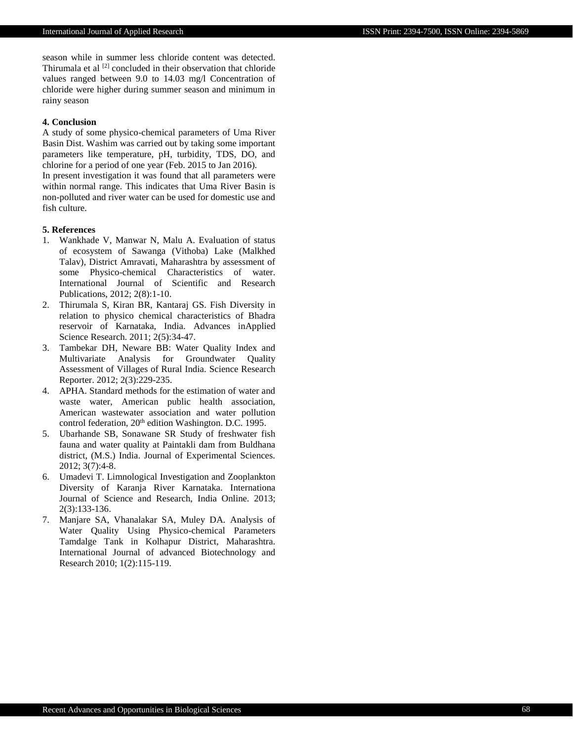season while in summer less chloride content was detected. Thirumala et al [2] concluded in their observation that chloride values ranged between 9.0 to 14.03 mg/l Concentration of chloride were higher during summer season and minimum in rainy season

## 4. Conclusion

A study of some physico-chemical parameters of Uma River Basin Dist. Washim was carried out by taking some important parameters like temperature, pH, turbidity, TDS, DO, and chlorine for a period of one year (Feb. 2015 to Jan 2016).

In present investigation it was found that all parameters were within normal range. This indicates that Uma River Basin is non-polluted and river water can be used for domestic use and fish culture.

## 5. References

1. Wankhade V, Manwar N, Malu A. Evaluation of status of ecosystem of Sawanga (Vithoba) Lake (Malkhed Talav), District Amravati, Maharashtra by assessment of some Physico-chemical Characteristics of water. International Journal of Scientific and Research Publications, 2012; 2(8):1-10.
2. Thirumala S, Kiran BR, Kantaraj GS. Fish Diversity in relation to physico chemical characteristics of Bhadra reservoir of Karnataka, India. Advances inApplied Science Research. 2011; 2(5):34-47.
3. Tambekar DH, Neware BB: Water Quality Index and Multivariate Analysis for Groundwater Quality Assessment of Villages of Rural India. Science Research Reporter. 2012; 2(3):229-235.
4. APHA. Standard methods for the estimation of water and waste water, American public health association, American wastewater association and water pollution control federation, 20th edition Washington. D.C. 1995.
5. Ubarhande SB, Sonawane SR Study of freshwater fish fauna and water quality at Paintakli dam from Buldhana district, (M.S.) India. Journal of Experimental Sciences. 2012; 3(7):4-8.
6. Umadevi T. Limnological Investigation and Zooplankton Diversity of Karanja River Karnataka. Internationa Journal of Science and Research, India Online. 2013; 2(3):133-136.
7. Manjare SA, Vhanalakar SA, Muley DA. Analysis of Water Quality Using Physico-chemical Parameters Tamdalge Tank in Kolhapur District, Maharashtra. International Journal of advanced Biotechnology and Research 2010; 1(2):115-119.